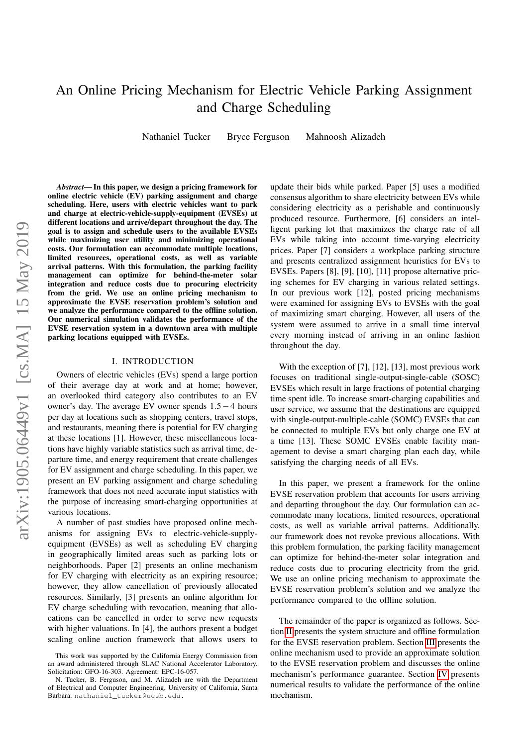# An Online Pricing Mechanism for Electric Vehicle Parking Assignment and Charge Scheduling

Nathaniel Tucker    Bryce Ferguson    Mahnoosh Alizadeh

***Abstract*— In this paper, we design a pricing framework for online electric vehicle (EV) parking assignment and charge scheduling. Here, users with electric vehicles want to park and charge at electric-vehicle-supply-equipment (EVSEs) at different locations and arrive/depart throughout the day. The goal is to assign and schedule users to the available EVSEs while maximizing user utility and minimizing operational costs. Our formulation can accommodate multiple locations, limited resources, operational costs, as well as variable arrival patterns. With this formulation, the parking facility management can optimize for behind-the-meter solar integration and reduce costs due to procuring electricity from the grid. We use an online pricing mechanism to approximate the EVSE reservation problem's solution and we analyze the performance compared to the offline solution. Our numerical simulation validates the performance of the EVSE reservation system in a downtown area with multiple parking locations equipped with EVSEs.**

## I. INTRODUCTION

Owners of electric vehicles (EVs) spend a large portion of their average day at work and at home; however, an overlooked third category also contributes to an EV owner's day. The average EV owner spends $1.5-4$ hours per day at locations such as shopping centers, travel stops, and restaurants, meaning there is potential for EV charging at these locations [1]. However, these miscellaneous locations have highly variable statistics such as arrival time, departure time, and energy requirement that create challenges for EV assignment and charge scheduling. In this paper, we present an EV parking assignment and charge scheduling framework that does not need accurate input statistics with the purpose of increasing smart-charging opportunities at various locations.

A number of past studies have proposed online mechanisms for assigning EVs to electric-vehicle-supply-equipment (EVSEs) as well as scheduling EV charging in geographically limited areas such as parking lots or neighborhoods. Paper [2] presents an online mechanism for EV charging with electricity as an expiring resource; however, they allow cancellation of previously allocated resources. Similarly, [3] presents an online algorithm for EV charge scheduling with revocation, meaning that allocations can be cancelled in order to serve new requests with higher valuations. In [4], the authors present a budget scaling online auction framework that allows users to update their bids while parked. Paper [5] uses a modified consensus algorithm to share electricity between EVs while considering electricity as a perishable and continuously produced resource. Furthermore, [6] considers an intelligent parking lot that maximizes the charge rate of all EVs while taking into account time-varying electricity prices. Paper [7] considers a workplace parking structure and presents centralized assignment heuristics for EVs to EVSEs. Papers [8], [9], [10], [11] propose alternative pricing schemes for EV charging in various related settings. In our previous work [12], posted pricing mechanisms were examined for assigning EVs to EVSEs with the goal of maximizing smart charging. However, all users of the system were assumed to arrive in a small time interval every morning instead of arriving in an online fashion throughout the day.

With the exception of [7], [12], [13], most previous work focuses on traditional single-output-single-cable (SOSC) EVSEs which result in large fractions of potential charging time spent idle. To increase smart-charging capabilities and user service, we assume that the destinations are equipped with single-output-multiple-cable (SOMC) EVSEs that can be connected to multiple EVs but only charge one EV at a time [13]. These SOMC EVSEs enable facility management to devise a smart charging plan each day, while satisfying the charging needs of all EVs.

In this paper, we present a framework for the online EVSE reservation problem that accounts for users arriving and departing throughout the day. Our formulation can accommodate many locations, limited resources, operational costs, as well as variable arrival patterns. Additionally, our framework does not revoke previous allocations. With this problem formulation, the parking facility management can optimize for behind-the-meter solar integration and reduce costs due to procuring electricity from the grid. We use an online pricing mechanism to approximate the EVSE reservation problem's solution and we analyze the performance compared to the offline solution.

The remainder of the paper is organized as follows. Section II presents the system structure and offline formulation for the EVSE reservation problem. Section III presents the online mechanism used to provide an approximate solution to the EVSE reservation problem and discusses the online mechanism's performance guarantee. Section IV presents numerical results to validate the performance of the online mechanism.

This work was supported by the California Energy Commission from an award administered through SLAC National Accelerator Laboratory. Solicitation: GFO-16-303. Agreement: EPC-16-057.

N. Tucker, B. Ferguson, and M. Alizadeh are with the Department of Electrical and Computer Engineering, University of California, Santa Barbara. nathaniel_tucker@ucsb.edu.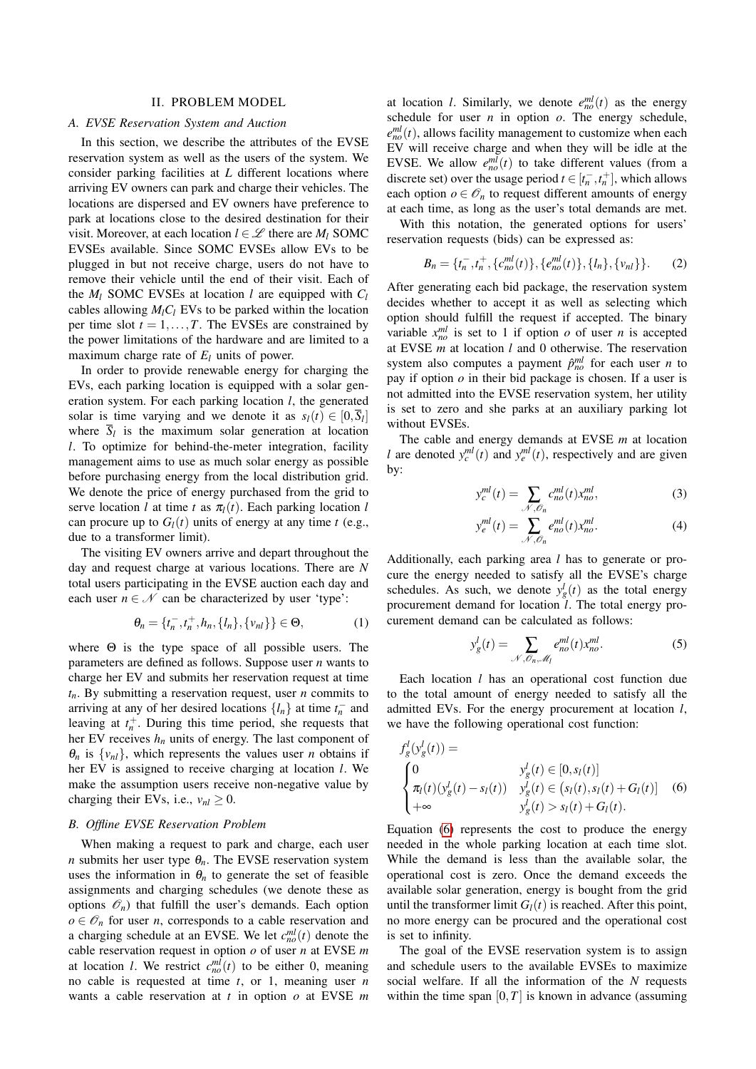## II. PROBLEM MODEL

### A. EVSE Reservation System and Auction

In this section, we describe the attributes of the EVSE reservation system as well as the users of the system. We consider parking facilities at $L$ different locations where arriving EV owners can park and charge their vehicles. The locations are dispersed and EV owners have preference to park at locations close to the desired destination for their visit. Moreover, at each location $l \in \mathscr{L}$ there are $M_l$ SOMC EVSEs available. Since SOMC EVSEs allow EVs to be plugged in but not receive charge, users do not have to remove their vehicle until the end of their visit. Each of the $M_l$ SOMC EVSEs at location $l$ are equipped with $C_l$ cables allowing $M_l C_l$ EVs to be parked within the location per time slot $t = 1, \ldots, T$. The EVSEs are constrained by the power limitations of the hardware and are limited to a maximum charge rate of $E_l$ units of power.

In order to provide renewable energy for charging the EVs, each parking location is equipped with a solar generation system. For each parking location $l$, the generated solar is time varying and we denote it as $s_l(t) \in [0, \overline{S}_l]$ where $\overline{S}_l$ is the maximum solar generation at location $l$. To optimize for behind-the-meter integration, facility management aims to use as much solar energy as possible before purchasing energy from the local distribution grid. We denote the price of energy purchased from the grid to serve location $l$ at time $t$ as $\pi_l(t)$. Each parking location $l$ can procure up to $G_l(t)$ units of energy at any time $t$ (e.g., due to a transformer limit).

The visiting EV owners arrive and depart throughout the day and request charge at various locations. There are $N$ total users participating in the EVSE auction each day and each user $n \in \mathscr{N}$ can be characterized by user 'type':

$$\theta_n = \{t_n^-, t_n^+, h_n, \{l_n\}, \{v_{nl}\}\} \in \Theta, \tag{1}$$

where $\Theta$ is the type space of all possible users. The parameters are defined as follows. Suppose user $n$ wants to charge her EV and submits her reservation request at time $t_n$. By submitting a reservation request, user $n$ commits to arriving at any of her desired locations $\{l_n\}$ at time $t_n^-$ and leaving at $t_n^+$. During this time period, she requests that her EV receives $h_n$ units of energy. The last component of $\theta_n$ is $\{v_{nl}\}$, which represents the values user $n$ obtains if her EV is assigned to receive charging at location $l$. We make the assumption users receive non-negative value by charging their EVs, i.e., $v_{nl} \geq 0$.

### B. Offline EVSE Reservation Problem

When making a request to park and charge, each user $n$ submits her user type $\theta_n$. The EVSE reservation system uses the information in $\theta_n$ to generate the set of feasible assignments and charging schedules (we denote these as options $\mathscr{O}_n$) that fulfill the user's demands. Each option $o \in \mathscr{O}_n$ for user $n$, corresponds to a cable reservation and a charging schedule at an EVSE. We let $c_{no}^{ml}(t)$ denote the cable reservation request in option $o$ of user $n$ at EVSE $m$ at location $l$. We restrict $c_{no}^{ml}(t)$ to be either 0, meaning no cable is requested at time $t$, or 1, meaning user $n$ wants a cable reservation at $t$ in option $o$ at EVSE $m$ at location $l$. Similarly, we denote $e_{no}^{ml}(t)$ as the energy schedule for user $n$ in option $o$. The energy schedule, $e_{no}^{ml}(t)$, allows facility management to customize when each EV will receive charge and when they will be idle at the EVSE. We allow $e_{no}^{ml}(t)$ to take different values (from a discrete set) over the usage period $t \in [t_n^-, t_n^+]$, which allows each option $o \in \mathscr{O}_n$ to request different amounts of energy at each time, as long as the user's total demands are met.

With this notation, the generated options for users' reservation requests (bids) can be expressed as:

$$B_n = \{t_n^-, t_n^+, \{c_{no}^{ml}(t)\}, \{e_{no}^{ml}(t)\}, \{l_n\}, \{v_{nl}\}\}. \tag{2}$$

After generating each bid package, the reservation system decides whether to accept it as well as selecting which option should fulfill the request if accepted. The binary variable $x_{no}^{ml}$ is set to 1 if option $o$ of user $n$ is accepted at EVSE $m$ at location $l$ and 0 otherwise. The reservation system also computes a payment $\hat{p}_{no}^{ml}$ for each user $n$ to pay if option $o$ in their bid package is chosen. If a user is not admitted into the EVSE reservation system, her utility is set to zero and she parks at an auxiliary parking lot without EVSEs.

The cable and energy demands at EVSE $m$ at location $l$ are denoted $y_c^{ml}(t)$ and $y_e^{ml}(t)$, respectively and are given by:

$$y_c^{ml}(t) = \sum_{\mathscr{N}, \mathscr{O}_n} c_{no}^{ml}(t) x_{no}^{ml}, \tag{3}$$

$$y_e^{ml}(t) = \sum_{\mathscr{N}, \mathscr{O}_n} e_{no}^{ml}(t) x_{no}^{ml}. \tag{4}$$

Additionally, each parking area $l$ has to generate or procure the energy needed to satisfy all the EVSE's charge schedules. As such, we denote $y_g^l(t)$ as the total energy procurement demand for location $l$. The total energy procurement demand can be calculated as follows:

$$y_g^l(t) = \sum_{\mathscr{N}, \mathscr{O}_n, \mathscr{M}_l} e_{no}^{ml}(t) x_{no}^{ml}. \tag{5}$$

Each location $l$ has an operational cost function due to the total amount of energy needed to satisfy all the admitted EVs. For the energy procurement at location $l$, we have the following operational cost function:

$$f_g^l(y_g^l(t)) = \begin{cases} 0 & y_g^l(t) \in [0, s_l(t)] \\ \pi_l(t)(y_g^l(t) - s_l(t)) & y_g^l(t) \in (s_l(t), s_l(t) + G_l(t)] \\ +\infty & y_g^l(t) > s_l(t) + G_l(t). \end{cases} \tag{6}$$

Equation (6) represents the cost to produce the energy needed in the whole parking location at each time slot. While the demand is less than the available solar, the operational cost is zero. Once the demand exceeds the available solar generation, energy is bought from the grid until the transformer limit $G_l(t)$ is reached. After this point, no more energy can be procured and the operational cost is set to infinity.

The goal of the EVSE reservation system is to assign and schedule users to the available EVSEs to maximize social welfare. If all the information of the $N$ requests within the time span $[0, T]$ is known in advance (assuming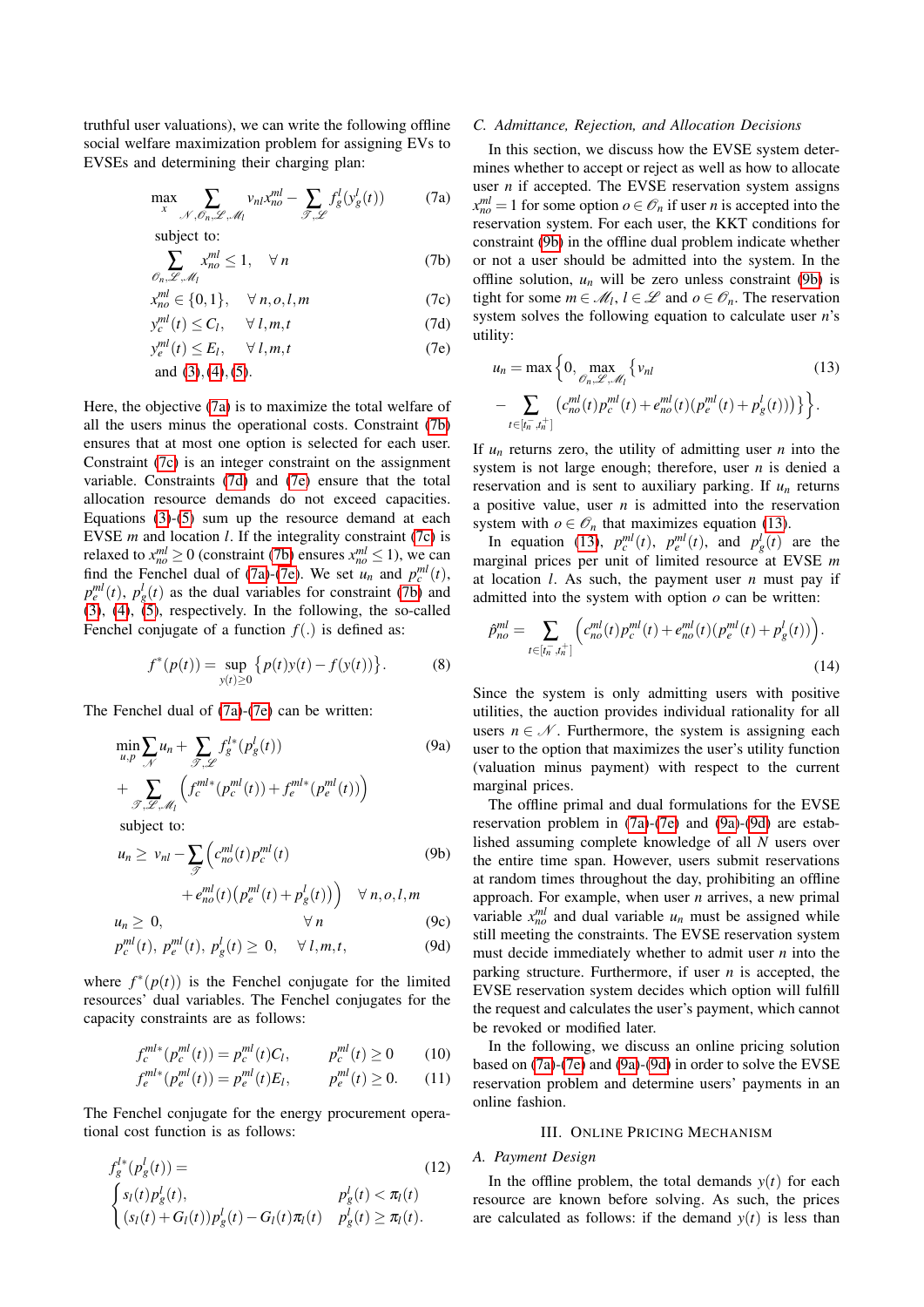truthful user valuations), we can write the following offline social welfare maximization problem for assigning EVs to EVSEs and determining their charging plan:

$$\max_{x} \sum_{\mathcal{N},\mathcal{O}_n,\mathcal{L},\mathcal{M}_l} v_{nl} x_{no}^{ml} - \sum_{\mathcal{T},\mathcal{L}} f_g^l(y_g^l(t)) \tag{7a}$$

subject to:

$$\sum_{\mathcal{O}_n,\mathcal{L},\mathcal{M}_l} x_{no}^{ml} \leq 1, \quad \forall\, n \tag{7b}$$

$$x_{no}^{ml} \in \{0,1\}, \quad \forall\, n,o,l,m \tag{7c}$$

$$y_c^{ml}(t) \leq C_l, \quad \forall\, l,m,t \tag{7d}$$

$$y_e^{ml}(t) \leq E_l, \quad \forall\, l,m,t \tag{7e}$$

and (3), (4), (5).

Here, the objective (7a) is to maximize the total welfare of all the users minus the operational costs. Constraint (7b) ensures that at most one option is selected for each user. Constraint (7c) is an integer constraint on the assignment variable. Constraints (7d) and (7e) ensure that the total allocation resource demands do not exceed capacities. Equations (3)-(5) sum up the resource demand at each EVSE $m$ and location $l$. If the integrality constraint (7c) is relaxed to $x_{no}^{ml} \geq 0$ (constraint (7b) ensures $x_{no}^{ml} \leq 1$), we can find the Fenchel dual of (7a)-(7e). We set $u_n$ and $p_c^{ml}(t)$, $p_e^{ml}(t)$, $p_g^l(t)$ as the dual variables for constraint (7b) and (3), (4), (5), respectively. In the following, the so-called Fenchel conjugate of a function $f(.)$ is defined as:

$$f^*(p(t)) = \sup_{y(t)\geq 0} \{p(t)y(t) - f(y(t))\}. \tag{8}$$

The Fenchel dual of (7a)-(7e) can be written:

$$\min_{u,p} \sum_{\mathcal{N}} u_n + \sum_{\mathcal{T},\mathcal{L}} f_g^{l*}(p_g^l(t)) + \sum_{\mathcal{T},\mathcal{L},\mathcal{M}_l} \left(f_c^{ml*}(p_c^{ml}(t)) + f_e^{ml*}(p_e^{ml}(t))\right) \tag{9a}$$

subject to:

$$u_n \geq v_{nl} - \sum_{\mathcal{T}} \Big(c_{no}^{ml}(t) p_c^{ml}(t) + e_{no}^{ml}(t)\big(p_e^{ml}(t) + p_g^l(t)\big)\Big) \quad \forall\, n,o,l,m \tag{9b}$$

$$u_n \geq 0, \quad \forall\, n \tag{9c}$$

$$p_c^{ml}(t),\ p_e^{ml}(t),\ p_g^l(t) \geq 0, \quad \forall\, l,m,t, \tag{9d}$$

where $f^*(p(t))$ is the Fenchel conjugate for the limited resources' dual variables. The Fenchel conjugates for the capacity constraints are as follows:

$$f_c^{ml*}(p_c^{ml}(t)) = p_c^{ml}(t) C_l, \qquad p_c^{ml}(t) \geq 0 \tag{10}$$

$$f_e^{ml*}(p_e^{ml}(t)) = p_e^{ml}(t) E_l, \qquad p_e^{ml}(t) \geq 0. \tag{11}$$

The Fenchel conjugate for the energy procurement operational cost function is as follows:

$$f_g^{l*}(p_g^l(t)) = \begin{cases} s_l(t) p_g^l(t), & p_g^l(t) < \pi_l(t) \\ (s_l(t) + G_l(t)) p_g^l(t) - G_l(t)\pi_l(t) & p_g^l(t) \geq \pi_l(t). \end{cases} \tag{12}$$

### C. Admittance, Rejection, and Allocation Decisions

In this section, we discuss how the EVSE system determines whether to accept or reject as well as how to allocate user $n$ if accepted. The EVSE reservation system assigns $x_{no}^{ml} = 1$ for some option $o \in \mathcal{O}_n$ if user $n$ is accepted into the reservation system. For each user, the KKT conditions for constraint (9b) in the offline dual problem indicate whether or not a user should be admitted into the system. In the offline solution, $u_n$ will be zero unless constraint (9b) is tight for some $m \in \mathcal{M}_l$, $l \in \mathcal{L}$ and $o \in \mathcal{O}_n$. The reservation system solves the following equation to calculate user $n$'s utility:

$$u_n = \max\Big\{0, \max_{\mathcal{O}_n,\mathcal{L},\mathcal{M}_l} \Big\{v_{nl} - \sum_{t\in[t_n^-,t_n^+]} \big(c_{no}^{ml}(t)p_c^{ml}(t) + e_{no}^{ml}(t)(p_e^{ml}(t) + p_g^l(t))\big)\Big\}\Big\}. \tag{13}$$

If $u_n$ returns zero, the utility of admitting user $n$ into the system is not large enough; therefore, user $n$ is denied a reservation and is sent to auxiliary parking. If $u_n$ returns a positive value, user $n$ is admitted into the reservation system with $o \in \mathcal{O}_n$ that maximizes equation (13).

In equation (13), $p_c^{ml}(t)$, $p_e^{ml}(t)$, and $p_g^l(t)$ are the marginal prices per unit of limited resource at EVSE $m$ at location $l$. As such, the payment user $n$ must pay if admitted into the system with option $o$ can be written:

$$\hat{p}_{no}^{ml} = \sum_{t\in[t_n^-,t_n^+]} \Big(c_{no}^{ml}(t)p_c^{ml}(t) + e_{no}^{ml}(t)(p_e^{ml}(t) + p_g^l(t))\Big). \tag{14}$$

Since the system is only admitting users with positive utilities, the auction provides individual rationality for all users $n \in \mathcal{N}$. Furthermore, the system is assigning each user to the option that maximizes the user's utility function (valuation minus payment) with respect to the current marginal prices.

The offline primal and dual formulations for the EVSE reservation problem in (7a)-(7e) and (9a)-(9d) are established assuming complete knowledge of all $N$ users over the entire time span. However, users submit reservations at random times throughout the day, prohibiting an offline approach. For example, when user $n$ arrives, a new primal variable $x_{no}^{ml}$ and dual variable $u_n$ must be assigned while still meeting the constraints. The EVSE reservation system must decide immediately whether to admit user $n$ into the parking structure. Furthermore, if user $n$ is accepted, the EVSE reservation system decides which option will fulfill the request and calculates the user's payment, which cannot be revoked or modified later.

In the following, we discuss an online pricing solution based on (7a)-(7e) and (9a)-(9d) in order to solve the EVSE reservation problem and determine users' payments in an online fashion.

## III. Online Pricing Mechanism

### A. Payment Design

In the offline problem, the total demands $y(t)$ for each resource are known before solving. As such, the prices are calculated as follows: if the demand $y(t)$ is less than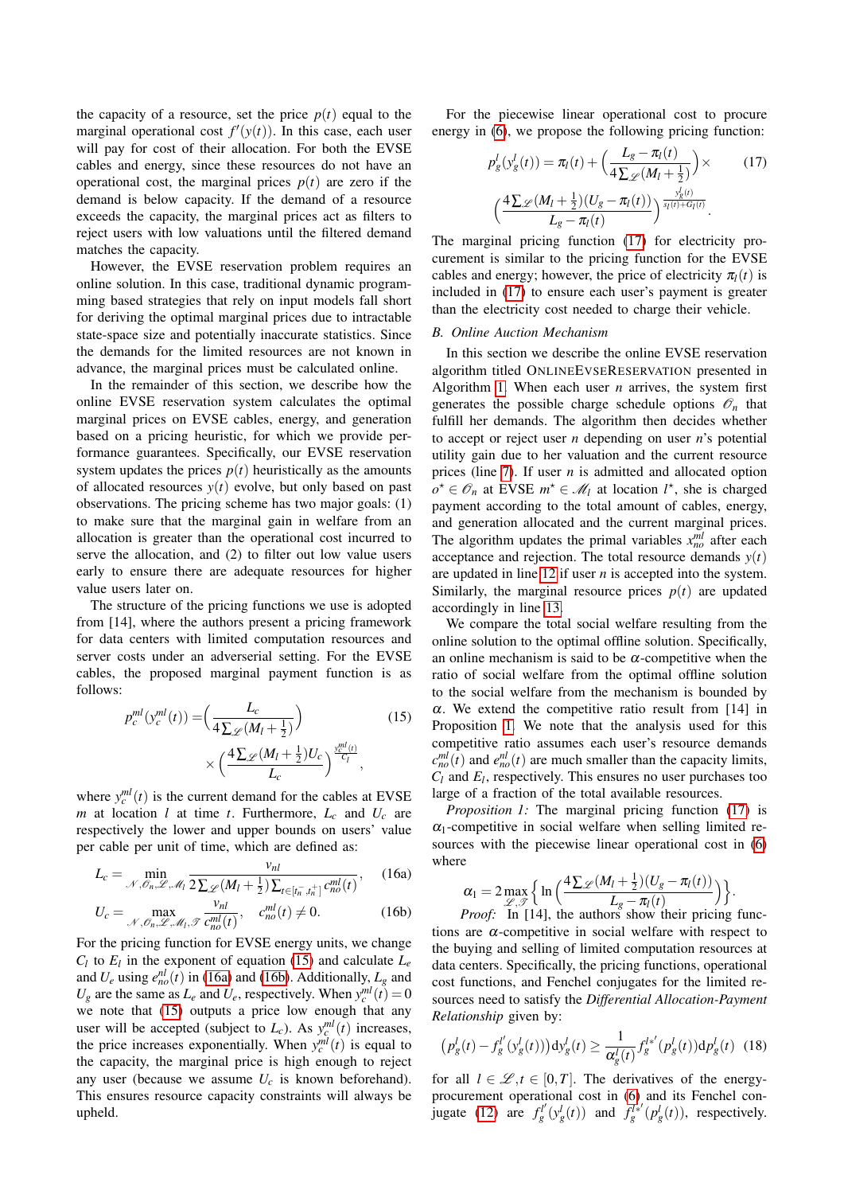the capacity of a resource, set the price $p(t)$ equal to the marginal operational cost $f'(y(t))$. In this case, each user will pay for cost of their allocation. For both the EVSE cables and energy, since these resources do not have an operational cost, the marginal prices $p(t)$ are zero if the demand is below capacity. If the demand of a resource exceeds the capacity, the marginal prices act as filters to reject users with low valuations until the filtered demand matches the capacity.

However, the EVSE reservation problem requires an online solution. In this case, traditional dynamic programming based strategies that rely on input models fall short for deriving the optimal marginal prices due to intractable state-space size and potentially inaccurate statistics. Since the demands for the limited resources are not known in advance, the marginal prices must be calculated online.

In the remainder of this section, we describe how the online EVSE reservation system calculates the optimal marginal prices on EVSE cables, energy, and generation based on a pricing heuristic, for which we provide performance guarantees. Specifically, our EVSE reservation system updates the prices $p(t)$ heuristically as the amounts of allocated resources $y(t)$ evolve, but only based on past observations. The pricing scheme has two major goals: (1) to make sure that the marginal gain in welfare from an allocation is greater than the operational cost incurred to serve the allocation, and (2) to filter out low value users early to ensure there are adequate resources for higher value users later on.

The structure of the pricing functions we use is adopted from [14], where the authors present a pricing framework for data centers with limited computation resources and server costs under an adverserial setting. For the EVSE cables, the proposed marginal payment function is as follows:

$$p_c^{ml}(y_c^{ml}(t)) = \Big(\frac{L_c}{4\sum_{\mathscr{L}}(M_l+\frac{1}{2})}\Big) \times \Big(\frac{4\sum_{\mathscr{L}}(M_l+\frac{1}{2})U_c}{L_c}\Big)^{\frac{y_c^{ml}(t)}{C_l}}, \tag{15}$$

where $y_c^{ml}(t)$ is the current demand for the cables at EVSE $m$ at location $l$ at time $t$. Furthermore, $L_c$ and $U_c$ are respectively the lower and upper bounds on users' value per cable per unit of time, which are defined as:

$$L_c = \min_{\mathscr{N},\mathscr{O}_n,\mathscr{L},\mathscr{M}_l} \frac{v_{nl}}{2\sum_{\mathscr{L}}(M_l+\frac{1}{2})\sum_{t\in[t_n^-,t_n^+]} c_{no}^{ml}(t)}, \tag{16a}$$

$$U_c = \max_{\mathscr{N},\mathscr{O}_n,\mathscr{L},\mathscr{M}_l,\mathscr{T}} \frac{v_{nl}}{c_{no}^{ml}(t)}, \quad c_{no}^{ml}(t) \neq 0. \tag{16b}$$

For the pricing function for EVSE energy units, we change $C_l$ to $E_l$ in the exponent of equation (15) and calculate $L_e$ and $U_e$ using $e_{no}^{nl}(t)$ in (16a) and (16b). Additionally, $L_g$ and $U_g$ are the same as $L_e$ and $U_e$, respectively. When $y_c^{ml}(t) = 0$ we note that (15) outputs a price low enough that any user will be accepted (subject to $L_c$). As $y_c^{ml}(t)$ increases, the price increases exponentially. When $y_c^{ml}(t)$ is equal to the capacity, the marginal price is high enough to reject any user (because we assume $U_c$ is known beforehand). This ensures resource capacity constraints will always be upheld.

For the piecewise linear operational cost to procure energy in (6), we propose the following pricing function:

$$p_g^l(y_g^l(t)) = \pi_l(t) + \Big(\frac{L_g - \pi_l(t)}{4\sum_{\mathscr{L}}(M_l+\frac{1}{2})}\Big) \times \Big(\frac{4\sum_{\mathscr{L}}(M_l+\frac{1}{2})(U_g-\pi_l(t))}{L_g-\pi_l(t)}\Big)^{\frac{y_g^l(t)}{s_l(t)+G_l(t)}}. \tag{17}$$

The marginal pricing function (17) for electricity procurement is similar to the pricing function for the EVSE cables and energy; however, the price of electricity $\pi_l(t)$ is included in (17) to ensure each user's payment is greater than the electricity cost needed to charge their vehicle.

## B. Online Auction Mechanism

In this section we describe the online EVSE reservation algorithm titled ONLINEEVSERESERVATION presented in Algorithm 1. When each user $n$ arrives, the system first generates the possible charge schedule options $\mathscr{O}_n$ that fulfill her demands. The algorithm then decides whether to accept or reject user $n$ depending on user $n$'s potential utility gain due to her valuation and the current resource prices (line 7). If user $n$ is admitted and allocated option $o^\star \in \mathscr{O}_n$ at EVSE $m^\star \in \mathscr{M}_l$ at location $l^\star$, she is charged payment according to the total amount of cables, energy, and generation allocated and the current marginal prices. The algorithm updates the primal variables $x_{no}^{ml}$ after each acceptance and rejection. The total resource demands $y(t)$ are updated in line 12 if user $n$ is accepted into the system. Similarly, the marginal resource prices $p(t)$ are updated accordingly in line 13.

We compare the total social welfare resulting from the online solution to the optimal offline solution. Specifically, an online mechanism is said to be $\alpha$-competitive when the ratio of social welfare from the optimal offline solution to the social welfare from the mechanism is bounded by $\alpha$. We extend the competitive ratio result from [14] in Proposition 1. We note that the analysis used for this competitive ratio assumes each user's resource demands $c_{no}^{ml}(t)$ and $e_{no}^{nl}(t)$ are much smaller than the capacity limits, $C_l$ and $E_l$, respectively. This ensures no user purchases too large of a fraction of the total available resources.

*Proposition 1:* The marginal pricing function (17) is $\alpha_1$-competitive in social welfare when selling limited resources with the piecewise linear operational cost in (6) where

$$\alpha_1 = 2\max_{\mathscr{L},\mathscr{T}} \Big\{ \ln\Big(\frac{4\sum_{\mathscr{L}}(M_l+\frac{1}{2})(U_g-\pi_l(t))}{L_g-\pi_l(t)}\Big)\Big\}.$$

*Proof:* In [14], the authors show their pricing functions are $\alpha$-competitive in social welfare with respect to the buying and selling of limited computation resources at data centers. Specifically, the pricing functions, operational cost functions, and Fenchel conjugates for the limited resources need to satisfy the *Differential Allocation-Payment Relationship* given by:

$$\big(p_g^l(t) - f_g^{l'}(y_g^l(t))\big)\mathrm{d}y_g^l(t) \geq \frac{1}{\alpha_g^l(t)} f_g^{l*'}(p_g^l(t))\mathrm{d}p_g^l(t) \tag{18}$$

for all $l \in \mathscr{L}, t \in [0,T]$. The derivatives of the energy-procurement operational cost in (6) and its Fenchel conjugate (12) are $f_g^{l'}(y_g^l(t))$ and $f_g^{l*'}(p_g^l(t))$, respectively.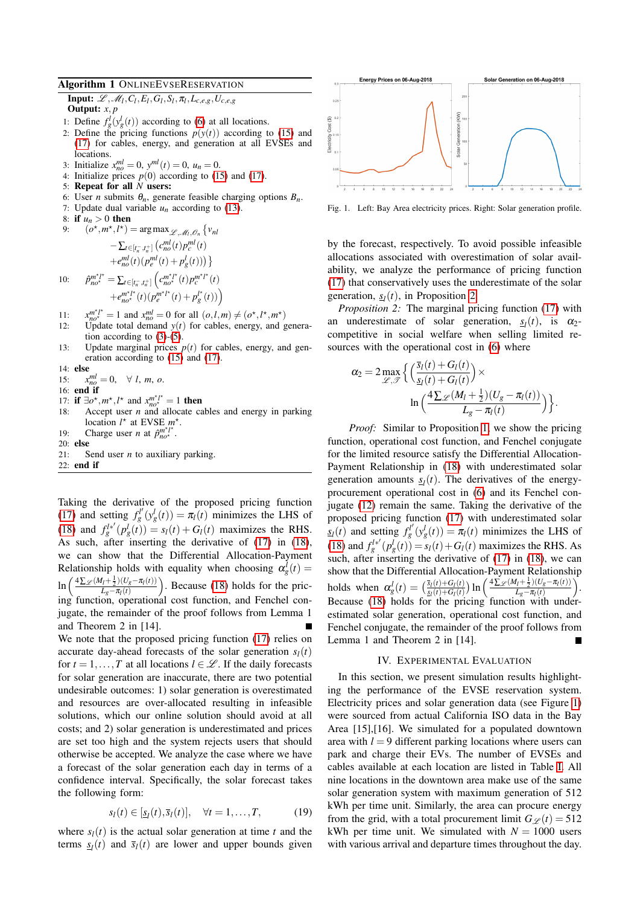**Algorithm 1** ONLINEEVSERESERVATION

**Input:** $\mathscr{L}, \mathscr{M}_l, C_l, E_l, G_l, S_l, \pi_l, L_{c,e,g}, U_{c,e,g}$
**Output:** $x, p$

1: Define $f_g^l(y_g^l(t))$ according to (6) at all locations.
2: Define the pricing functions $p(y(t))$ according to (15) and (17) for cables, energy, and generation at all EVSEs and locations.
3: Initialize $x_{no}^{ml} = 0$, $y^{ml}(t) = 0$, $u_n = 0$.
4: Initialize prices $p(0)$ according to (15) and (17).
5: **Repeat for all** $N$ **users:**
6: User $n$ submits $\theta_n$, generate feasible charging options $B_n$.
7: Update dual variable $u_n$ according to (13).
8: **if** $u_n > 0$ **then**
9: $(o^\star, m^\star, l^\star) = \arg\max_{\mathscr{L}, \mathscr{M}_l, \mathscr{O}_n} \{ v_{nl} - \sum_{t \in [t_n^-, t_n^+]} (c_{no}^{ml}(t) p_c^{ml}(t) + e_{no}^{ml}(t)(p_e^{ml}(t) + p_g^l(t))) \}$
10: $\hat{p}_{no^\star}^{m^\star l^\star} = \sum_{t \in [t_n^-, t_n^+]} \left( c_{no^\star}^{m^\star l^\star}(t) p_c^{m^\star l^\star}(t) + e_{no^\star}^{m^\star l^\star}(t)(p_e^{m^\star l^\star}(t) + p_g^{l^\star}(t)) \right)$
11: $x_{no^\star}^{m^\star l^\star} = 1$ and $x_{no}^{ml} = 0$ for all $(o, l, m) \neq (o^\star, l^\star, m^\star)$
12: Update total demand $y(t)$ for cables, energy, and generation according to (3)-(5).
13: Update marginal prices $p(t)$ for cables, energy, and generation according to (15) and (17).
14: **else**
15: $x_{no}^{ml} = 0, \quad \forall\ l,\ m,\ o.$
16: **end if**
17: **if** $\exists o^\star, m^\star, l^\star$ and $x_{no^\star}^{m^\star l^\star} = 1$ **then**
18: Accept user $n$ and allocate cables and energy in parking location $l^\star$ at EVSE $m^\star$.
19: Charge user $n$ at $\hat{p}_{no^\star}^{m^\star l^\star}$.
20: **else**
21: Send user $n$ to auxiliary parking.
22: **end if**

Taking the derivative of the proposed pricing function (17) and setting $f_g^{l'}(y_g^l(t)) = \pi_l(t)$ minimizes the LHS of (18) and $f_g^{l*'}(p_g^l(t)) = s_l(t) + G_l(t)$ maximizes the RHS. As such, after inserting the derivative of (17) in (18), we can show that the Differential Allocation-Payment Relationship holds with equality when choosing $\alpha_g^l(t) = \ln\left(\frac{4\sum_{\mathscr{L}}(M_l + \frac{1}{2})(U_g - \pi_l(t))}{L_g - \pi_l(t)}\right)$. Because (18) holds for the pricing function, operational cost function, and Fenchel conjugate, the remainder of the proof follows from Lemma 1 and Theorem 2 in [14]. ■

We note that the proposed pricing function (17) relies on accurate day-ahead forecasts of the solar generation $s_l(t)$ for $t = 1, \ldots, T$ at all locations $l \in \mathscr{L}$. If the daily forecasts for solar generation are inaccurate, there are two potential undesirable outcomes: 1) solar generation is overestimated and resources are over-allocated resulting in infeasible solutions, which our online solution should avoid at all costs; and 2) solar generation is underestimated and prices are set too high and the system rejects users that should otherwise be accepted. We analyze the case where we have a forecast of the solar generation each day in terms of a confidence interval. Specifically, the solar forecast takes the following form:

$$s_l(t) \in [\underline{s}_l(t), \overline{s}_l(t)], \quad \forall t = 1, \ldots, T, \tag{19}$$

where $s_l(t)$ is the actual solar generation at time $t$ and the terms $\underline{s}_l(t)$ and $\overline{s}_l(t)$ are lower and upper bounds given by the forecast, respectively. To avoid possible infeasible allocations associated with overestimation of solar availability, we analyze the performance of pricing function (17) that conservatively uses the underestimate of the solar generation, $\underline{s}_l(t)$, in Proposition 2.

*Proposition 2:* The marginal pricing function (17) with an underestimate of solar generation, $\underline{s}_l(t)$, is $\alpha_2$-competitive in social welfare when selling limited resources with the operational cost in (6) where

$$\alpha_2 = 2 \max_{\mathscr{L}, \mathscr{T}} \left\{ \left( \frac{\overline{s}_l(t) + G_l(t)}{\underline{s}_l(t) + G_l(t)} \right) \times \ln\left( \frac{4\sum_{\mathscr{L}}(M_l + \frac{1}{2})(U_g - \pi_l(t))}{L_g - \pi_l(t)} \right) \right\}.$$

*Proof:* Similar to Proposition 1, we show the pricing function, operational cost function, and Fenchel conjugate for the limited resource satisfy the Differential Allocation-Payment Relationship in (18) with underestimated solar generation amounts $\underline{s}_l(t)$. The derivatives of the energy-procurement operational cost in (6) and its Fenchel conjugate (12) remain the same. Taking the derivative of the proposed pricing function (17) with underestimated solar $\underline{s}_l(t)$ and setting $f_g^{l'}(y_g^l(t)) = \pi_l(t)$ minimizes the LHS of (18) and $f_g^{l*'}(p_g^l(t)) = s_l(t) + G_l(t)$ maximizes the RHS. As such, after inserting the derivative of (17) in (18), we can show that the Differential Allocation-Payment Relationship holds when $\alpha_g^l(t) = \left(\frac{\overline{s}_l(t) + G_l(t)}{\underline{s}_l(t) + G_l(t)}\right) \ln\left(\frac{4\sum_{\mathscr{L}}(M_l + \frac{1}{2})(U_g - \pi_l(t))}{L_g - \pi_l(t)}\right)$. Because (18) holds for the pricing function with underestimated solar generation, operational cost function, and Fenchel conjugate, the remainder of the proof follows from Lemma 1 and Theorem 2 in [14]. ■

Fig. 1. Left: Bay Area electricity prices. Right: Solar generation profile.

## IV. EXPERIMENTAL EVALUATION

In this section, we present simulation results highlighting the performance of the EVSE reservation system. Electricity prices and solar generation data (see Figure 1) were sourced from actual California ISO data in the Bay Area [15],[16]. We simulated for a populated downtown area with $l = 9$ different parking locations where users can park and charge their EVs. The number of EVSEs and cables available at each location are listed in Table I. All nine locations in the downtown area make use of the same solar generation system with maximum generation of 512 kWh per time unit. Similarly, the area can procure energy from the grid, with a total procurement limit $G_{\mathscr{L}}(t) = 512$ kWh per time unit. We simulated with $N = 1000$ users with various arrival and departure times throughout the day.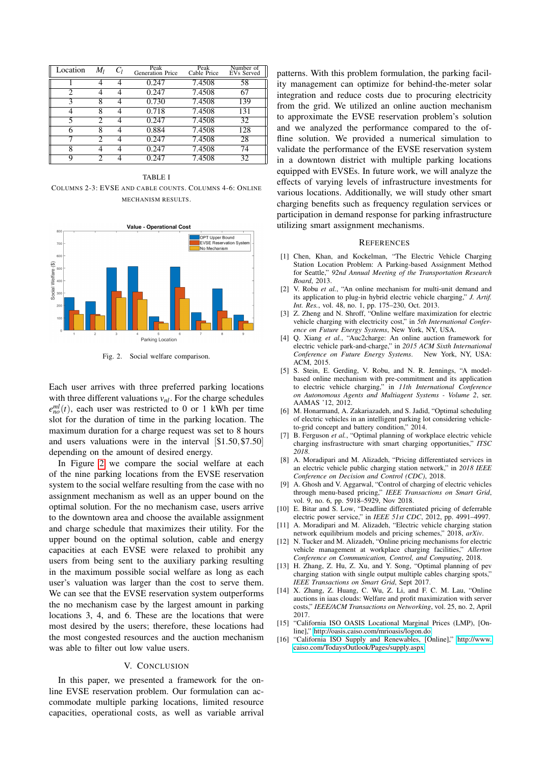| Location | $M_l$ | $C_l$ | Peak Generation Price | Peak Cable Price | Number of EVs Served |
|---|---|---|---|---|---|
| 1 | 4 | 4 | 0.247 | 7.4508 | 58 |
| 2 | 4 | 4 | 0.247 | 7.4508 | 67 |
| 3 | 8 | 4 | 0.730 | 7.4508 | 139 |
| 4 | 8 | 4 | 0.718 | 7.4508 | 131 |
| 5 | 2 | 4 | 0.247 | 7.4508 | 32 |
| 6 | 8 | 4 | 0.884 | 7.4508 | 128 |
| 7 | 2 | 4 | 0.247 | 7.4508 | 28 |
| 8 | 4 | 4 | 0.247 | 7.4508 | 74 |
| 9 | 2 | 4 | 0.247 | 7.4508 | 32 |

TABLE I
COLUMNS 2-3: EVSE AND CABLE COUNTS. COLUMNS 4-6: ONLINE MECHANISM RESULTS.

Value - Operational Cost

OPT Upper Bound
EVSE Reservation System
No Mechanism

Social Welfare ($)
0
100
200
300
400
500
600
700
800

1 2 3 4 5 6 7 8 9
Parking Location

Fig. 2. Social welfare comparison.

Each user arrives with three preferred parking locations with three different valuations $v_{nl}$. For the charge schedules $e^{ml}_{no}(t)$, each user was restricted to 0 or 1 kWh per time slot for the duration of time in the parking location. The maximum duration for a charge request was set to 8 hours and users valuations were in the interval $[\$1.50, \$7.50]$ depending on the amount of desired energy.

In Figure 2 we compare the social welfare at each of the nine parking locations from the EVSE reservation system to the social welfare resulting from the case with no assignment mechanism as well as an upper bound on the optimal solution. For the no mechanism case, users arrive to the downtown area and choose the available assignment and charge schedule that maximizes their utility. For the upper bound on the optimal solution, cable and energy capacities at each EVSE were relaxed to prohibit any users from being sent to the auxiliary parking resulting in the maximum possible social welfare as long as each user's valuation was larger than the cost to serve them. We can see that the EVSE reservation system outperforms the no mechanism case by the largest amount in parking locations 3, 4, and 6. These are the locations that were most desired by the users; therefore, these locations had the most congested resources and the auction mechanism was able to filter out low value users.

## V. CONCLUSION

In this paper, we presented a framework for the online EVSE reservation problem. Our formulation can accommodate multiple parking locations, limited resource capacities, operational costs, as well as variable arrival patterns. With this problem formulation, the parking facility management can optimize for behind-the-meter solar integration and reduce costs due to procuring electricity from the grid. We utilized an online auction mechanism to approximate the EVSE reservation problem's solution and we analyzed the performance compared to the offline solution. We provided a numerical simulation to validate the performance of the EVSE reservation system in a downtown district with multiple parking locations equipped with EVSEs. In future work, we will analyze the effects of varying levels of infrastructure investments for various locations. Additionally, we will study other smart charging benefits such as frequency regulation services or participation in demand response for parking infrastructure utilizing smart assignment mechanisms.

## REFERENCES

[1] Chen, Khan, and Kockelman, "The Electric Vehicle Charging Station Location Problem: A Parking-based Assignment Method for Seattle," *92nd Annual Meeting of the Transportation Research Board*, 2013.

[2] V. Robu *et al.*, "An online mechanism for multi-unit demand and its application to plug-in hybrid electric vehicle charging," *J. Artif. Int. Res.*, vol. 48, no. 1, pp. 175–230, Oct. 2013.

[3] Z. Zheng and N. Shroff, "Online welfare maximization for electric vehicle charging with electricity cost," in *5th International Conference on Future Energy Systems*, New York, NY, USA.

[4] Q. Xiang *et al.*, "Auc2charge: An online auction framework for electric vehicle park-and-charge," in *2015 ACM Sixth International Conference on Future Energy Systems*. New York, NY, USA: ACM, 2015.

[5] S. Stein, E. Gerding, V. Robu, and N. R. Jennings, "A model-based online mechanism with pre-commitment and its application to electric vehicle charging," in *11th International Conference on Autonomous Agents and Multiagent Systems - Volume 2*, ser. AAMAS '12, 2012.

[6] M. Honarmand, A. Zakariazadeh, and S. Jadid, "Optimal scheduling of electric vehicles in an intelligent parking lot considering vehicle-to-grid concept and battery condition," 2014.

[7] B. Ferguson *et al.*, "Optimal planning of workplace electric vehicle charging infrastructure with smart charging opportunities," *ITSC 2018*.

[8] A. Moradipari and M. Alizadeh, "Pricing differentiated services in an electric vehicle public charging station network," in *2018 IEEE Conference on Decision and Control (CDC)*, 2018.

[9] A. Ghosh and V. Aggarwal, "Control of charging of electric vehicles through menu-based pricing," *IEEE Transactions on Smart Grid*, vol. 9, no. 6, pp. 5918–5929, Nov 2018.

[10] E. Bitar and S. Low, "Deadline differentiated pricing of deferrable electric power service," in *IEEE 51st CDC*, 2012, pp. 4991–4997.

[11] A. Moradipari and M. Alizadeh, "Electric vehicle charging station network equilibrium models and pricing schemes," 2018, *arXiv*.

[12] N. Tucker and M. Alizadeh, "Online pricing mechanisms for electric vehicle management at workplace charging facilities," *Allerton Conference on Communication, Control, and Computing*, 2018.

[13] H. Zhang, Z. Hu, Z. Xu, and Y. Song, "Optimal planning of pev charging station with single output multiple cables charging spots," *IEEE Transactions on Smart Grid*, Sept 2017.

[14] X. Zhang, Z. Huang, C. Wu, Z. Li, and F. C. M. Lau, "Online auctions in iaas clouds: Welfare and profit maximization with server costs," *IEEE/ACM Transactions on Networking*, vol. 25, no. 2, April 2017.

[15] "California ISO OASIS Locational Marginal Prices (LMP), [Online]," http://oasis.caiso.com/mrioasis/logon.do.

[16] "California ISO Supply and Renewables, [Online]," http://www.caiso.com/TodaysOutlook/Pages/supply.aspx.